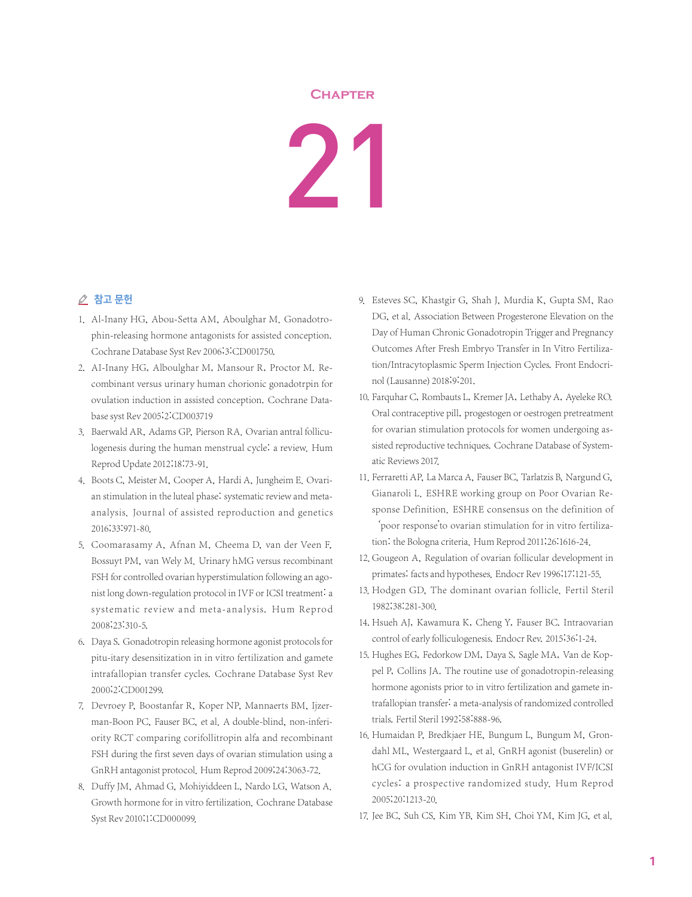# Chapter 21

## 참고 문헌

1. Al-Inany HG, Abou-Setta AM, Aboulghar M. Gonadotrophin-releasing hormone antagonists for assisted conception. Cochrane Database Syst Rev 2006;3:CD001750.
2. AI-Inany HG, Alboulghar M, Mansour R, Proctor M. Recombinant versus urinary human chorionic gonadotrpin for ovulation induction in assisted conception. Cochrane Database syst Rev 2005;2:CD003719
3. Baerwald AR, Adams GP, Pierson RA. Ovarian antral folliculogenesis during the human menstrual cycle: a review. Hum Reprod Update 2012;18:73-91.
4. Boots C, Meister M, Cooper A, Hardi A, Jungheim E. Ovarian stimulation in the luteal phase: systematic review and meta-analysis. Journal of assisted reproduction and genetics 2016;33:971-80.
5. Coomarasamy A, Afnan M, Cheema D, van der Veen F, Bossuyt PM, van Wely M. Urinary hMG versus recombinant FSH for controlled ovarian hyperstimulation following an agonist long down-regulation protocol in IVF or ICSI treatment: a systematic review and meta-analysis. Hum Reprod 2008;23:310-5.
6. Daya S. Gonadotropin releasing hormone agonist protocols for pitu-itary desensitization in in vitro fertilization and gamete intrafallopian transfer cycles. Cochrane Database Syst Rev 2000;2:CD001299.
7. Devroey P, Boostanfar R, Koper NP, Mannaerts BM, Ijzerman-Boon PC, Fauser BC, et al. A double-blind, non-inferiority RCT comparing corifollitropin alfa and recombinant FSH during the first seven days of ovarian stimulation using a GnRH antagonist protocol. Hum Reprod 2009;24:3063-72.
8. Duffy JM, Ahmad G, Mohiyiddeen L, Nardo LG, Watson A. Growth hormone for in vitro fertilization. Cochrane Database Syst Rev 2010;1:CD000099.
9. Esteves SC, Khastgir G, Shah J, Murdia K, Gupta SM, Rao DG, et al. Association Between Progesterone Elevation on the Day of Human Chronic Gonadotropin Trigger and Pregnancy Outcomes After Fresh Embryo Transfer in In Vitro Fertilization/Intracytoplasmic Sperm Injection Cycles. Front Endocrinol (Lausanne) 2018;9:201.
10. Farquhar C, Rombauts L, Kremer JA, Lethaby A, Ayeleke RO. Oral contraceptive pill, progestogen or oestrogen pretreatment for ovarian stimulation protocols for women undergoing assisted reproductive techniques. Cochrane Database of Systematic Reviews 2017.
11. Ferraretti AP, La Marca A, Fauser BC, Tarlatzis B, Nargund G, Gianaroli L. ESHRE working group on Poor Ovarian Response Definition. ESHRE consensus on the definition of 'poor response'to ovarian stimulation for in vitro fertilization: the Bologna criteria. Hum Reprod 2011;26:1616-24.
12. Gougeon A. Regulation of ovarian follicular development in primates: facts and hypotheses. Endocr Rev 1996;17:121-55.
13. Hodgen GD. The dominant ovarian follicle. Fertil Steril 1982;38:281-300.
14. Hsueh AJ, Kawamura K, Cheng Y, Fauser BC. Intraovarian control of early folliculogenesis. Endocr Rev. 2015;36:1-24.
15. Hughes EG, Fedorkow DM, Daya S, Sagle MA, Van de Koppel P, Collins JA. The routine use of gonadotropin-releasing hormone agonists prior to in vitro fertilization and gamete intrafallopian transfer: a meta-analysis of randomized controlled trials. Fertil Steril 1992;58:888-96.
16. Humaidan P, Bredkjaer HE, Bungum L, Bungum M, Grondahl ML, Westergaard L, et al. GnRH agonist (buserelin) or hCG for ovulation induction in GnRH antagonist IVF/ICSI cycles: a prospective randomized study. Hum Reprod 2005;20:1213-20.
17. Jee BC, Suh CS, Kim YB, Kim SH, Choi YM, Kim JG, et al.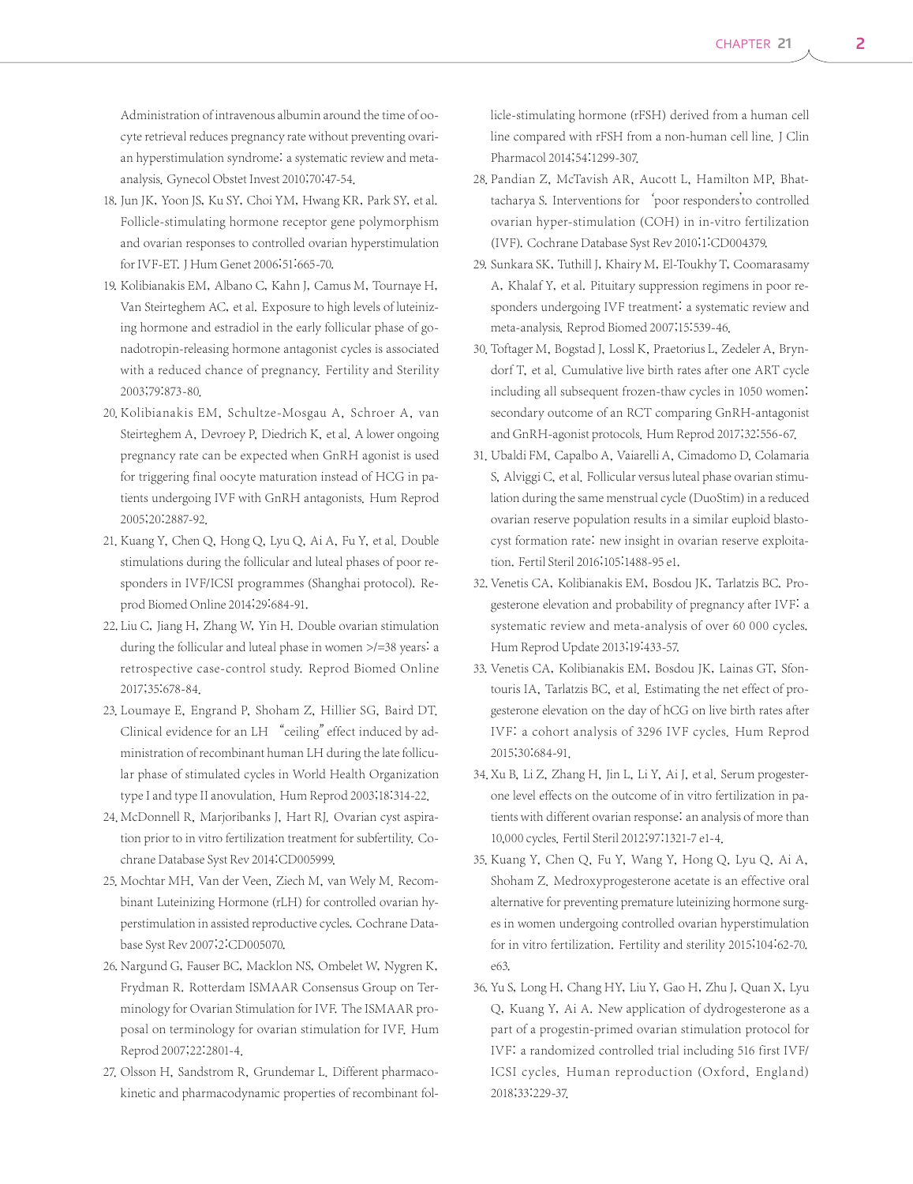Administration of intravenous albumin around the time of oocyte retrieval reduces pregnancy rate without preventing ovarian hyperstimulation syndrome: a systematic review and meta-analysis. Gynecol Obstet Invest 2010;70:47-54.

18. Jun JK, Yoon JS, Ku SY, Choi YM, Hwang KR, Park SY, et al. Follicle-stimulating hormone receptor gene polymorphism and ovarian responses to controlled ovarian hyperstimulation for IVF-ET. J Hum Genet 2006;51:665-70.
19. Kolibianakis EM, Albano C, Kahn J, Camus M, Tournaye H, Van Steirteghem AC, et al. Exposure to high levels of luteinizing hormone and estradiol in the early follicular phase of gonadotropin-releasing hormone antagonist cycles is associated with a reduced chance of pregnancy. Fertility and Sterility 2003;79:873-80.
20. Kolibianakis EM, Schultze-Mosgau A, Schroer A, van Steirteghem A, Devroey P, Diedrich K, et al. A lower ongoing pregnancy rate can be expected when GnRH agonist is used for triggering final oocyte maturation instead of HCG in patients undergoing IVF with GnRH antagonists. Hum Reprod 2005;20:2887-92.
21. Kuang Y, Chen Q, Hong Q, Lyu Q, Ai A, Fu Y, et al. Double stimulations during the follicular and luteal phases of poor responders in IVF/ICSI programmes (Shanghai protocol). Reprod Biomed Online 2014;29:684-91.
22. Liu C, Jiang H, Zhang W, Yin H. Double ovarian stimulation during the follicular and luteal phase in women >/=38 years: a retrospective case-control study. Reprod Biomed Online 2017;35:678-84.
23. Loumaye E, Engrand P, Shoham Z, Hillier SG, Baird DT. Clinical evidence for an LH "ceiling" effect induced by administration of recombinant human LH during the late follicular phase of stimulated cycles in World Health Organization type I and type II anovulation. Hum Reprod 2003;18:314-22.
24. McDonnell R, Marjoribanks J, Hart RJ. Ovarian cyst aspiration prior to in vitro fertilization treatment for subfertility. Cochrane Database Syst Rev 2014:CD005999.
25. Mochtar MH, Van der Veen, Ziech M, van Wely M. Recombinant Luteinizing Hormone (rLH) for controlled ovarian hyperstimulation in assisted reproductive cycles. Cochrane Database Syst Rev 2007;2:CD005070.
26. Nargund G, Fauser BC, Macklon NS, Ombelet W, Nygren K, Frydman R. Rotterdam ISMAAR Consensus Group on Terminology for Ovarian Stimulation for IVF. The ISMAAR proposal on terminology for ovarian stimulation for IVF. Hum Reprod 2007;22:2801-4.
27. Olsson H, Sandstrom R, Grundemar L. Different pharmacokinetic and pharmacodynamic properties of recombinant follicle-stimulating hormone (rFSH) derived from a human cell line compared with rFSH from a non-human cell line. J Clin Pharmacol 2014;54:1299-307.
28. Pandian Z, McTavish AR, Aucott L, Hamilton MP, Bhattacharya S. Interventions for 'poor responders' to controlled ovarian hyper-stimulation (COH) in in-vitro fertilization (IVF). Cochrane Database Syst Rev 2010;1:CD004379.
29. Sunkara SK, Tuthill J, Khairy M, El-Toukhy T, Coomarasamy A, Khalaf Y, et al. Pituitary suppression regimens in poor responders undergoing IVF treatment: a systematic review and meta-analysis. Reprod Biomed 2007;15:539-46.
30. Toftager M, Bogstad J, Lossl K, Praetorius L, Zedeler A, Bryndorf T, et al. Cumulative live birth rates after one ART cycle including all subsequent frozen-thaw cycles in 1050 women: secondary outcome of an RCT comparing GnRH-antagonist and GnRH-agonist protocols. Hum Reprod 2017;32:556-67.
31. Ubaldi FM, Capalbo A, Vaiarelli A, Cimadomo D, Colamaria S, Alviggi C, et al. Follicular versus luteal phase ovarian stimulation during the same menstrual cycle (DuoStim) in a reduced ovarian reserve population results in a similar euploid blastocyst formation rate: new insight in ovarian reserve exploitation. Fertil Steril 2016;105:1488-95 e1.
32. Venetis CA, Kolibianakis EM, Bosdou JK, Tarlatzis BC. Progesterone elevation and probability of pregnancy after IVF: a systematic review and meta-analysis of over 60 000 cycles. Hum Reprod Update 2013;19:433-57.
33. Venetis CA, Kolibianakis EM, Bosdou JK, Lainas GT, Sfontouris IA, Tarlatzis BC, et al. Estimating the net effect of progesterone elevation on the day of hCG on live birth rates after IVF: a cohort analysis of 3296 IVF cycles. Hum Reprod 2015;30:684-91.
34. Xu B, Li Z, Zhang H, Jin L, Li Y, Ai J, et al. Serum progesterone level effects on the outcome of in vitro fertilization in patients with different ovarian response: an analysis of more than 10,000 cycles. Fertil Steril 2012;97:1321-7 e1-4.
35. Kuang Y, Chen Q, Fu Y, Wang Y, Hong Q, Lyu Q, Ai A, Shoham Z. Medroxyprogesterone acetate is an effective oral alternative for preventing premature luteinizing hormone surges in women undergoing controlled ovarian hyperstimulation for in vitro fertilization. Fertility and sterility 2015;104:62-70. e63.
36. Yu S, Long H, Chang HY, Liu Y, Gao H, Zhu J, Quan X, Lyu Q, Kuang Y, Ai A. New application of dydrogesterone as a part of a progestin-primed ovarian stimulation protocol for IVF: a randomized controlled trial including 516 first IVF/ICSI cycles. Human reproduction (Oxford, England) 2018;33:229-37.